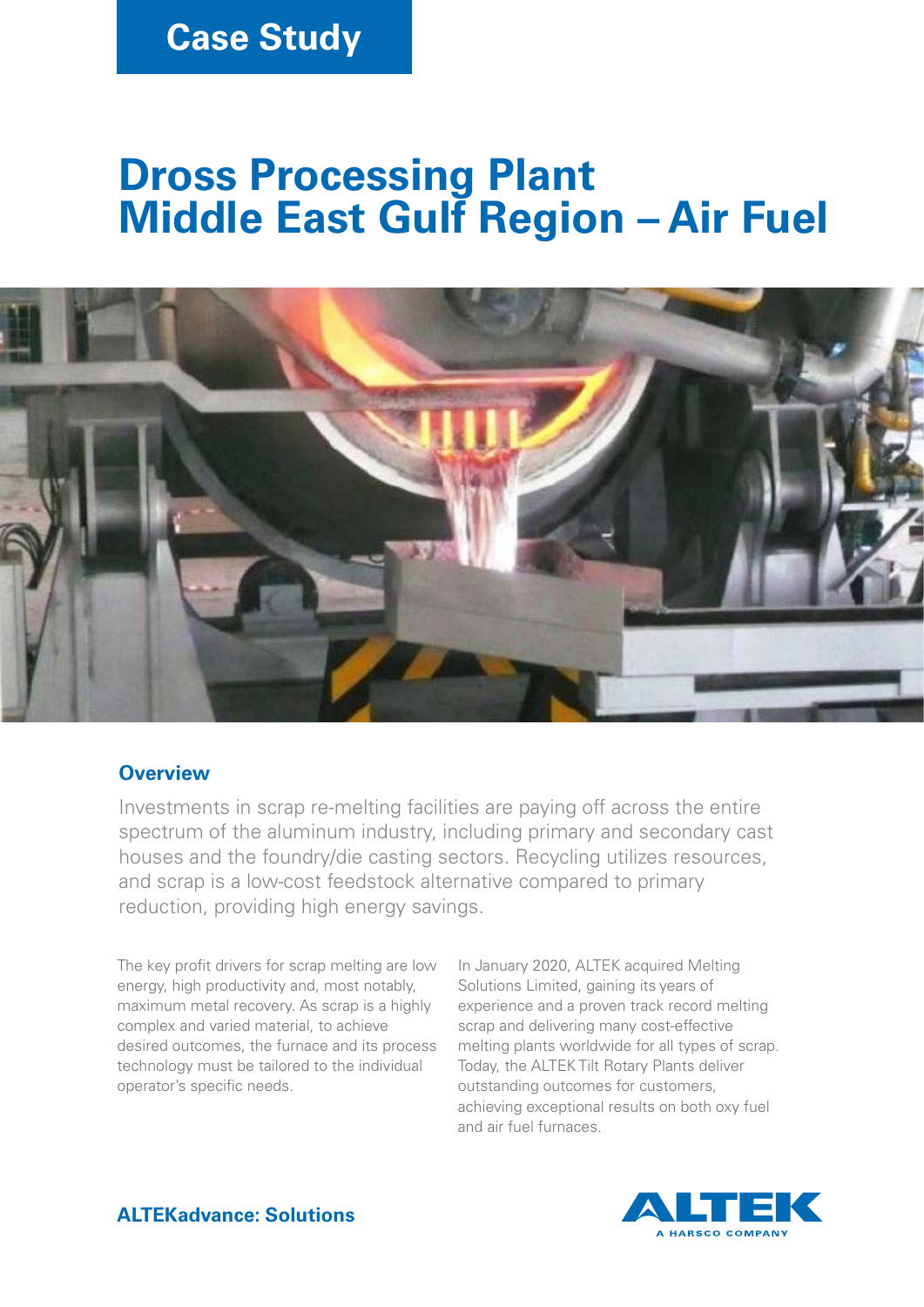Case Study

# Dross Processing Plant Middle East Gulf Region – Air Fuel

## Overview

Investments in scrap re-melting facilities are paying off across the entire spectrum of the aluminum industry, including primary and secondary cast houses and the foundry/die casting sectors. Recycling utilizes resources, and scrap is a low-cost feedstock alternative compared to primary reduction, providing high energy savings.

The key profit drivers for scrap melting are low energy, high productivity and, most notably, maximum metal recovery. As scrap is a highly complex and varied material, to achieve desired outcomes, the furnace and its process technology must be tailored to the individual operator's specific needs.

In January 2020, ALTEK acquired Melting Solutions Limited, gaining its years of experience and a proven track record melting scrap and delivering many cost-effective melting plants worldwide for all types of scrap. Today, the ALTEK Tilt Rotary Plants deliver outstanding outcomes for customers, achieving exceptional results on both oxy fuel and air fuel furnaces.

**ALTEKadvance: Solutions**

ALTEK
A HARSCO COMPANY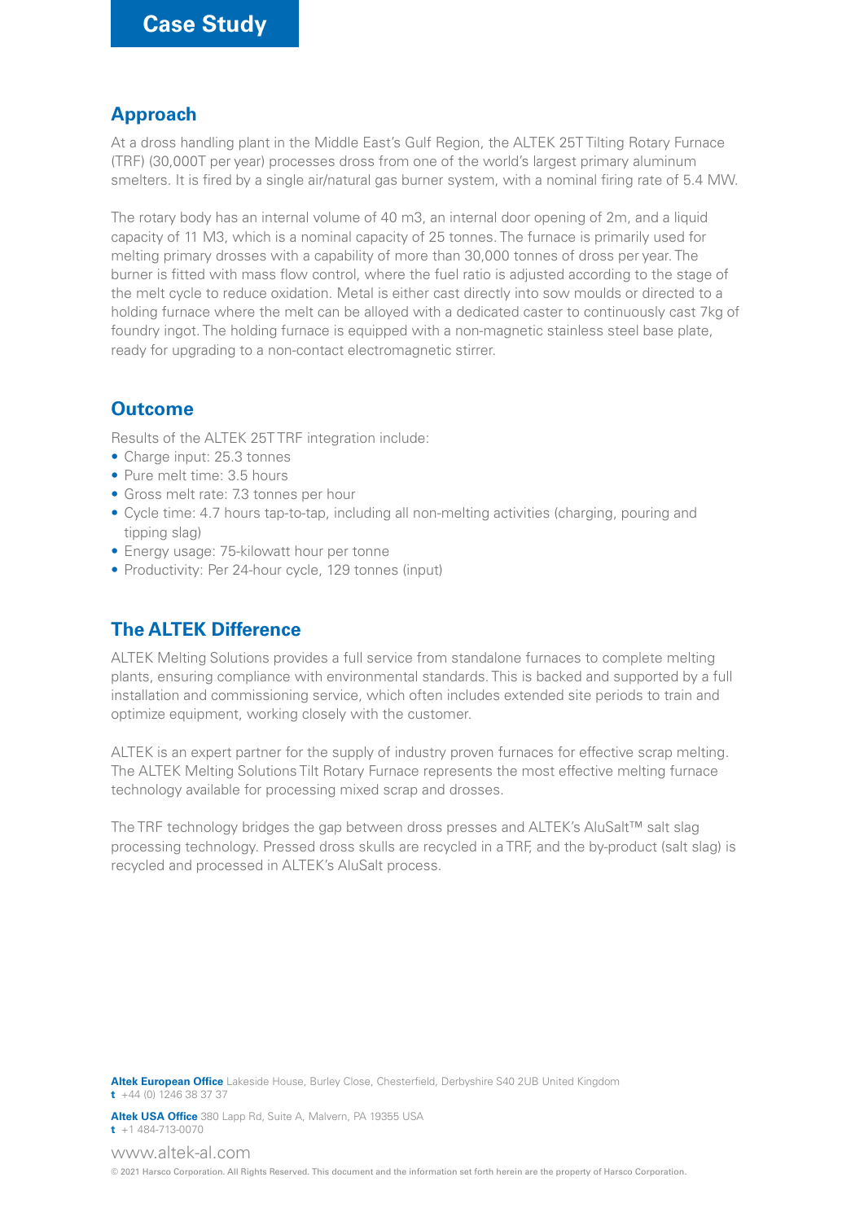# Case Study

## Approach

At a dross handling plant in the Middle East's Gulf Region, the ALTEK 25T Tilting Rotary Furnace (TRF) (30,000T per year) processes dross from one of the world's largest primary aluminum smelters. It is fired by a single air/natural gas burner system, with a nominal firing rate of 5.4 MW.

The rotary body has an internal volume of 40 m3, an internal door opening of 2m, and a liquid capacity of 11 M3, which is a nominal capacity of 25 tonnes. The furnace is primarily used for melting primary drosses with a capability of more than 30,000 tonnes of dross per year. The burner is fitted with mass flow control, where the fuel ratio is adjusted according to the stage of the melt cycle to reduce oxidation. Metal is either cast directly into sow moulds or directed to a holding furnace where the melt can be alloyed with a dedicated caster to continuously cast 7kg of foundry ingot. The holding furnace is equipped with a non-magnetic stainless steel base plate, ready for upgrading to a non-contact electromagnetic stirrer.

## Outcome

Results of the ALTEK 25T TRF integration include:

- Charge input: 25.3 tonnes
- Pure melt time: 3.5 hours
- Gross melt rate: 7.3 tonnes per hour
- Cycle time: 4.7 hours tap-to-tap, including all non-melting activities (charging, pouring and tipping slag)
- Energy usage: 75-kilowatt hour per tonne
- Productivity: Per 24-hour cycle, 129 tonnes (input)

## The ALTEK Difference

ALTEK Melting Solutions provides a full service from standalone furnaces to complete melting plants, ensuring compliance with environmental standards. This is backed and supported by a full installation and commissioning service, which often includes extended site periods to train and optimize equipment, working closely with the customer.

ALTEK is an expert partner for the supply of industry proven furnaces for effective scrap melting. The ALTEK Melting Solutions Tilt Rotary Furnace represents the most effective melting furnace technology available for processing mixed scrap and drosses.

The TRF technology bridges the gap between dross presses and ALTEK's AluSalt™ salt slag processing technology. Pressed dross skulls are recycled in a TRF, and the by-product (salt slag) is recycled and processed in ALTEK's AluSalt process.

**Altek European Office** Lakeside House, Burley Close, Chesterfield, Derbyshire S40 2UB United Kingdom
**t** +44 (0) 1246 38 37 37

**Altek USA Office** 380 Lapp Rd, Suite A, Malvern, PA 19355 USA
**t** +1 484-713-0070

www.altek-al.com

© 2021 Harsco Corporation. All Rights Reserved. This document and the information set forth herein are the property of Harsco Corporation.